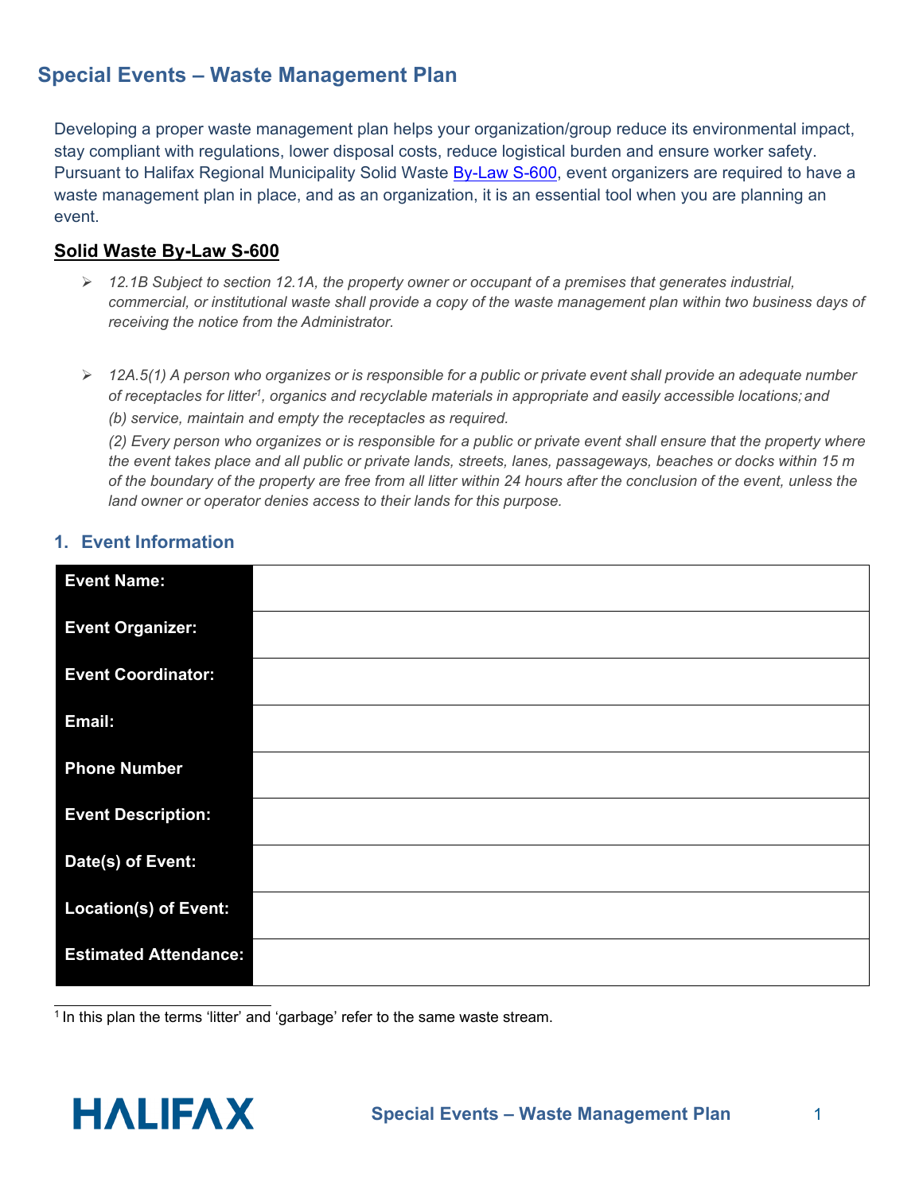# Special Events – Waste Management Plan

Developing a proper waste management plan helps your organization/group reduce its environmental impact, stay compliant with regulations, lower disposal costs, reduce logistical burden and ensure worker safety. Pursuant to Halifax Regional Municipality Solid Waste By-Law S-600, event organizers are required to have a waste management plan in place, and as an organization, it is an essential tool when you are planning an event.

## Solid Waste By-Law S-600

- *12.1B Subject to section 12.1A, the property owner or occupant of a premises that generates industrial, commercial, or institutional waste shall provide a copy of the waste management plan within two business days of receiving the notice from the Administrator.*

- *12A.5(1) A person who organizes or is responsible for a public or private event shall provide an adequate number of receptacles for litter[1], organics and recyclable materials in appropriate and easily accessible locations; and*
  *(b) service, maintain and empty the receptacles as required.*
  *(2) Every person who organizes or is responsible for a public or private event shall ensure that the property where the event takes place and all public or private lands, streets, lanes, passageways, beaches or docks within 15 m of the boundary of the property are free from all litter within 24 hours after the conclusion of the event, unless the land owner or operator denies access to their lands for this purpose.*

## 1. Event Information

| | |
|---|---|
| **Event Name:** | |
| **Event Organizer:** | |
| **Event Coordinator:** | |
| **Email:** | |
| **Phone Number** | |
| **Event Description:** | |
| **Date(s) of Event:** | |
| **Location(s) of Event:** | |
| **Estimated Attendance:** | |

[1] In this plan the terms 'litter' and 'garbage' refer to the same waste stream.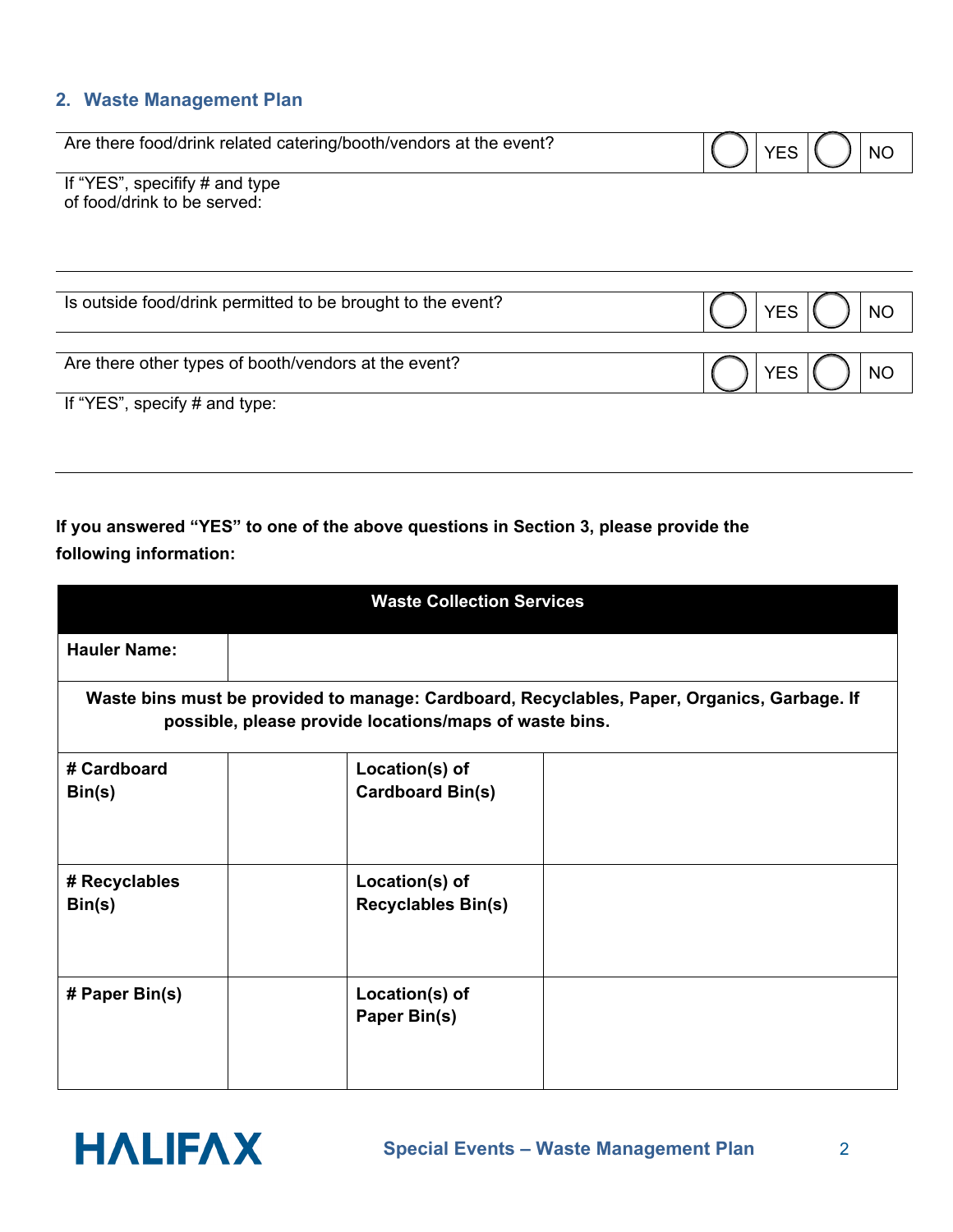## 2. Waste Management Plan

| Are there food/drink related catering/booth/vendors at the event? | ◯ YES | ◯ NO |
|---|---|---|

If "YES", specify # and type of food/drink to be served:

| Is outside food/drink permitted to be brought to the event? | ◯ YES | ◯ NO |
|---|---|---|

| Are there other types of booth/vendors at the event? | ◯ YES | ◯ NO |
|---|---|---|

If "YES", specify # and type:

**If you answered "YES" to one of the above questions in Section 3, please provide the following information:**

| **Waste Collection Services** | | | |
|---|---|---|---|
| **Hauler Name:** | | | |
| **Waste bins must be provided to manage: Cardboard, Recyclables, Paper, Organics, Garbage. If possible, please provide locations/maps of waste bins.** | | | |
| **# Cardboard Bin(s)** | | **Location(s) of Cardboard Bin(s)** | |
| **# Recyclables Bin(s)** | | **Location(s) of Recyclables Bin(s)** | |
| **# Paper Bin(s)** | | **Location(s) of Paper Bin(s)** | |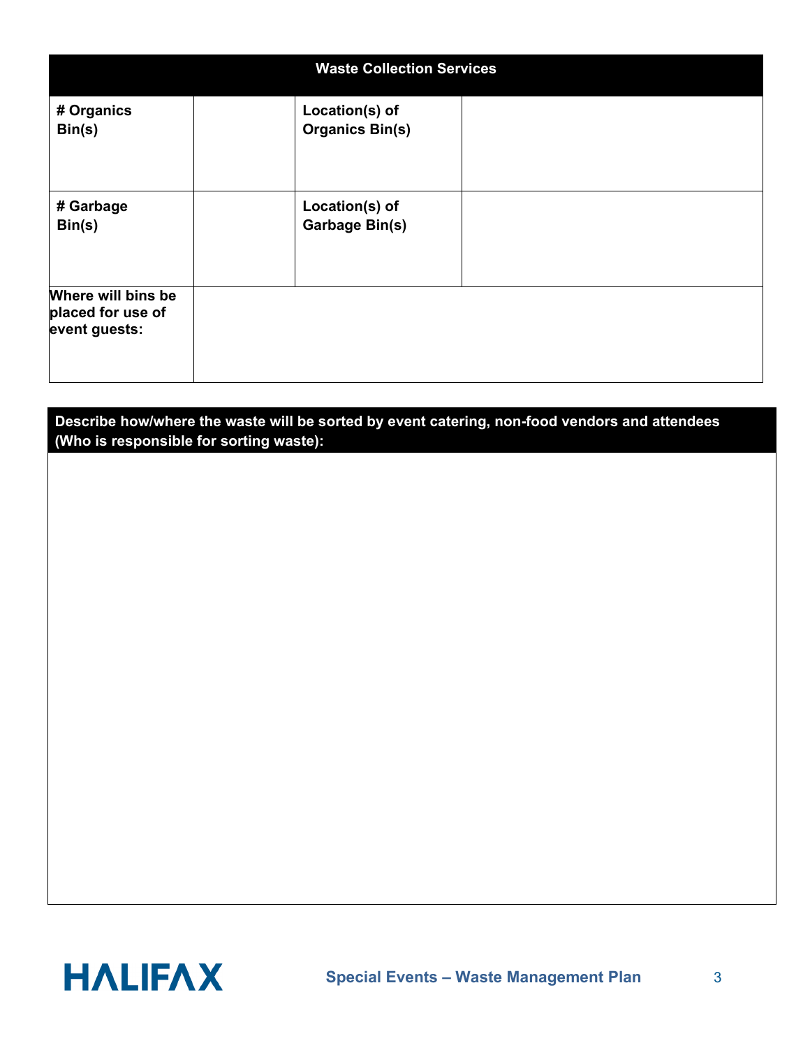| Waste Collection Services | | | |
|---|---|---|---|
| **# Organics Bin(s)** | | **Location(s) of Organics Bin(s)** | |
| **# Garbage Bin(s)** | | **Location(s) of Garbage Bin(s)** | |
| **Where will bins be placed for use of event guests:** | | | |

| Describe how/where the waste will be sorted by event catering, non-food vendors and attendees (Who is responsible for sorting waste): |
|---|
| |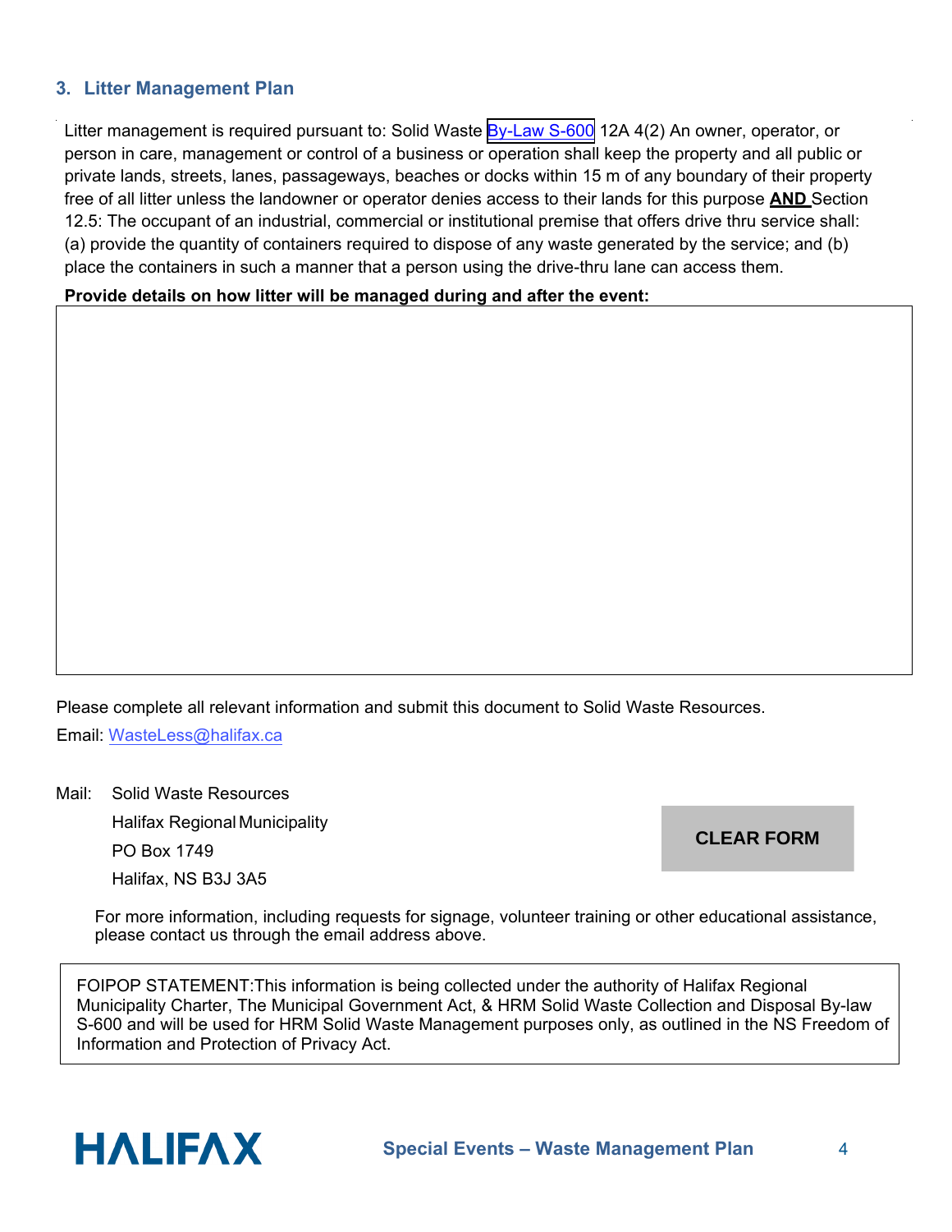### 3. Litter Management Plan

Litter management is required pursuant to: Solid Waste By-Law S-600 12A 4(2) An owner, operator, or person in care, management or control of a business or operation shall keep the property and all public or private lands, streets, lanes, passageways, beaches or docks within 15 m of any boundary of their property free of all litter unless the landowner or operator denies access to their lands for this purpose **AND** Section 12.5: The occupant of an industrial, commercial or institutional premise that offers drive thru service shall: (a) provide the quantity of containers required to dispose of any waste generated by the service; and (b) place the containers in such a manner that a person using the drive-thru lane can access them.

**Provide details on how litter will be managed during and after the event:**

Please complete all relevant information and submit this document to Solid Waste Resources.

Email: WasteLess@halifax.ca

Mail: Solid Waste Resources
Halifax Regional Municipality
PO Box 1749
Halifax, NS B3J 3A5

CLEAR FORM

For more information, including requests for signage, volunteer training or other educational assistance, please contact us through the email address above.

FOIPOP STATEMENT:This information is being collected under the authority of Halifax Regional Municipality Charter, The Municipal Government Act, & HRM Solid Waste Collection and Disposal By-law S-600 and will be used for HRM Solid Waste Management purposes only, as outlined in the NS Freedom of Information and Protection of Privacy Act.